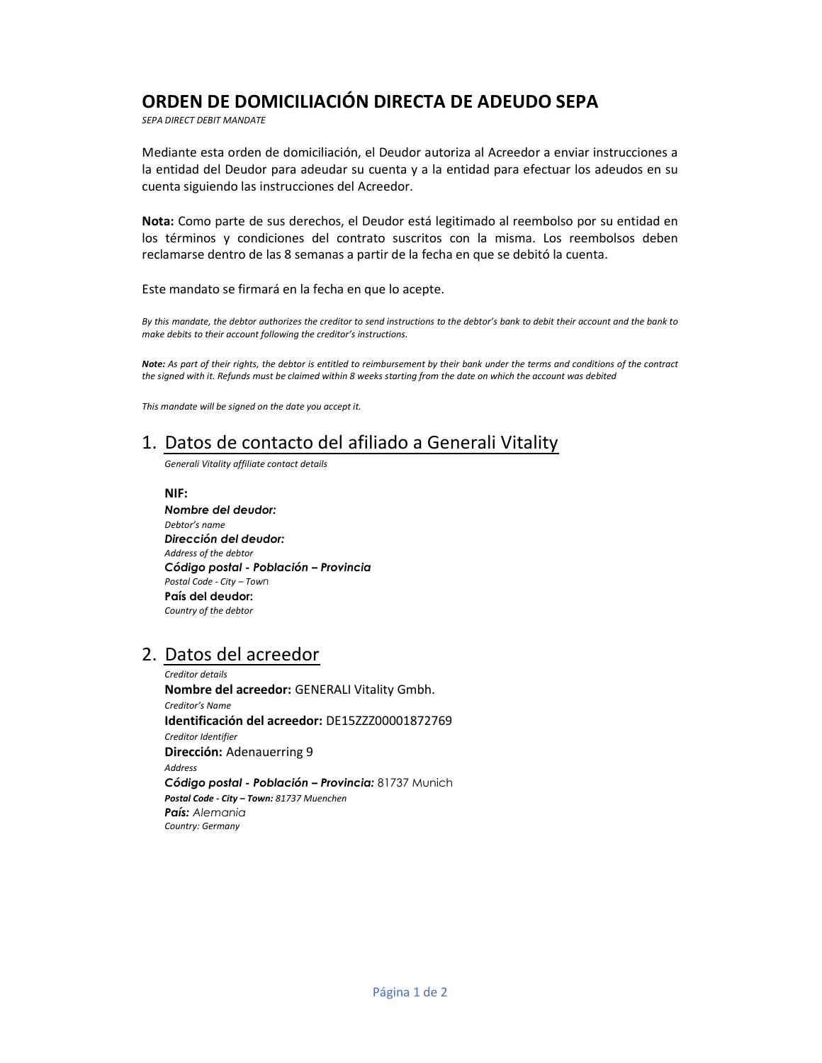# ORDEN DE DOMICILIACIÓN DIRECTA DE ADEUDO SEPA

*SEPA DIRECT DEBIT MANDATE*

Mediante esta orden de domiciliación, el Deudor autoriza al Acreedor a enviar instrucciones a la entidad del Deudor para adeudar su cuenta y a la entidad para efectuar los adeudos en su cuenta siguiendo las instrucciones del Acreedor.

**Nota:** Como parte de sus derechos, el Deudor está legitimado al reembolso por su entidad en los términos y condiciones del contrato suscritos con la misma. Los reembolsos deben reclamarse dentro de las 8 semanas a partir de la fecha en que se debitó la cuenta.

Este mandato se firmará en la fecha en que lo acepte.

*By this mandate, the debtor authorizes the creditor to send instructions to the debtor's bank to debit their account and the bank to make debits to their account following the creditor's instructions.*

***Note:*** *As part of their rights, the debtor is entitled to reimbursement by their bank under the terms and conditions of the contract the signed with it. Refunds must be claimed within 8 weeks starting from the date on which the account was debited*

*This mandate will be signed on the date you accept it.*

## 1. Datos de contacto del afiliado a Generali Vitality

*Generali Vitality affiliate contact details*

**NIF:**
***Nombre del deudor:***
*Debtor's name*
***Dirección del deudor:***
*Address of the debtor*
***Código postal - Población – Provincia***
*Postal Code - City – Town*
**País del deudor:**
*Country of the debtor*

## 2. Datos del acreedor

*Creditor details*

**Nombre del acreedor:** GENERALI Vitality Gmbh.
*Creditor's Name*
**Identificación del acreedor:** DE15ZZZ00001872769
*Creditor Identifier*
**Dirección:** Adenauerring 9
*Address*
***Código postal - Población – Provincia:*** 81737 Munich
***Postal Code - City – Town:*** *81737 Muenchen*
***País:*** *Alemania*
*Country: Germany*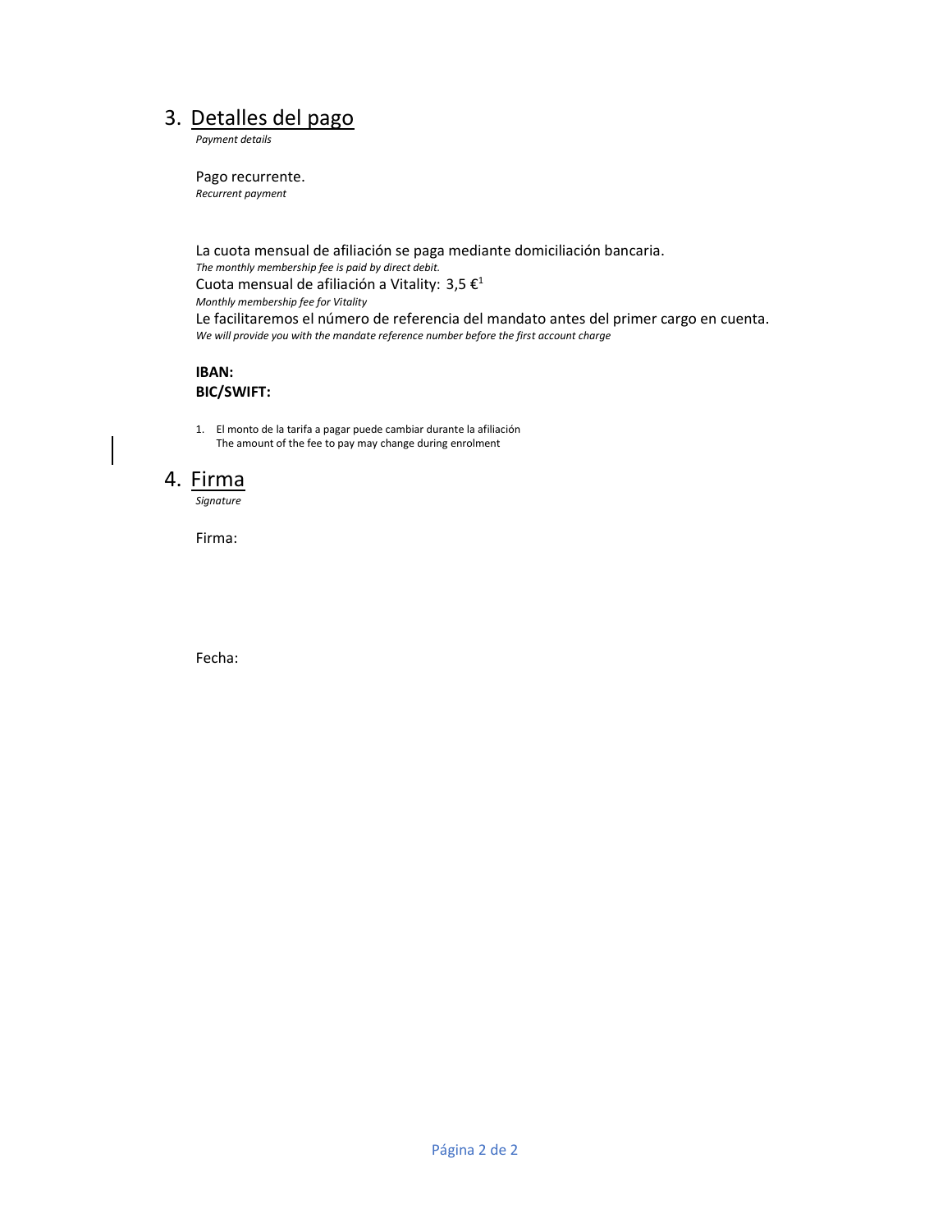## 3. Detalles del pago

*Payment details*

Pago recurrente.

*Recurrent payment*

La cuota mensual de afiliación se paga mediante domiciliación bancaria.

*The monthly membership fee is paid by direct debit.*

Cuota mensual de afiliación a Vitality: 3,5 €[1]

*Monthly membership fee for Vitality*

Le facilitaremos el número de referencia del mandato antes del primer cargo en cuenta.

*We will provide you with the mandate reference number before the first account charge*

**IBAN:**

**BIC/SWIFT:**

1. El monto de la tarifa a pagar puede cambiar durante la afiliación
   The amount of the fee to pay may change during enrolment

## 4. Firma

*Signature*

Firma:

Fecha: